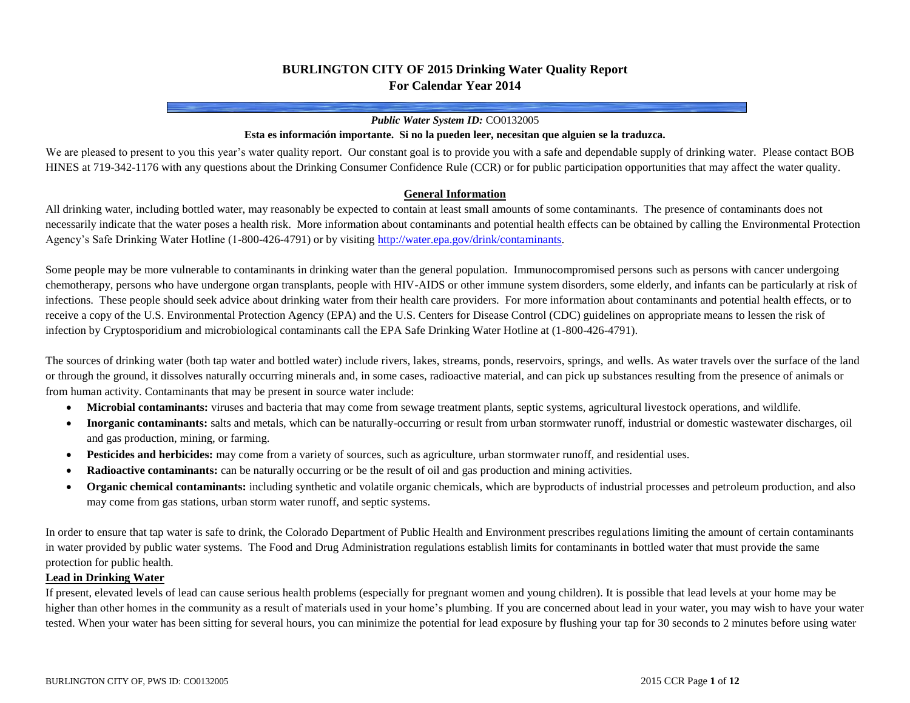# BURLINGTON CITY OF 2015 Drinking Water Quality Report
## For Calendar Year 2014

***Public Water System ID:*** CO0132005

**Esta es información importante. Si no la pueden leer, necesitan que alguien se la traduzca.**

We are pleased to present to you this year's water quality report. Our constant goal is to provide you with a safe and dependable supply of drinking water. Please contact BOB HINES at 719-342-1176 with any questions about the Drinking Consumer Confidence Rule (CCR) or for public participation opportunities that may affect the water quality.

### General Information

All drinking water, including bottled water, may reasonably be expected to contain at least small amounts of some contaminants. The presence of contaminants does not necessarily indicate that the water poses a health risk. More information about contaminants and potential health effects can be obtained by calling the Environmental Protection Agency's Safe Drinking Water Hotline (1-800-426-4791) or by visiting http://water.epa.gov/drink/contaminants.

Some people may be more vulnerable to contaminants in drinking water than the general population. Immunocompromised persons such as persons with cancer undergoing chemotherapy, persons who have undergone organ transplants, people with HIV-AIDS or other immune system disorders, some elderly, and infants can be particularly at risk of infections. These people should seek advice about drinking water from their health care providers. For more information about contaminants and potential health effects, or to receive a copy of the U.S. Environmental Protection Agency (EPA) and the U.S. Centers for Disease Control (CDC) guidelines on appropriate means to lessen the risk of infection by Cryptosporidium and microbiological contaminants call the EPA Safe Drinking Water Hotline at (1-800-426-4791).

The sources of drinking water (both tap water and bottled water) include rivers, lakes, streams, ponds, reservoirs, springs, and wells. As water travels over the surface of the land or through the ground, it dissolves naturally occurring minerals and, in some cases, radioactive material, and can pick up substances resulting from the presence of animals or from human activity. Contaminants that may be present in source water include:

- **Microbial contaminants:** viruses and bacteria that may come from sewage treatment plants, septic systems, agricultural livestock operations, and wildlife.
- **Inorganic contaminants:** salts and metals, which can be naturally-occurring or result from urban stormwater runoff, industrial or domestic wastewater discharges, oil and gas production, mining, or farming.
- **Pesticides and herbicides:** may come from a variety of sources, such as agriculture, urban stormwater runoff, and residential uses.
- **Radioactive contaminants:** can be naturally occurring or be the result of oil and gas production and mining activities.
- **Organic chemical contaminants:** including synthetic and volatile organic chemicals, which are byproducts of industrial processes and petroleum production, and also may come from gas stations, urban storm water runoff, and septic systems.

In order to ensure that tap water is safe to drink, the Colorado Department of Public Health and Environment prescribes regulations limiting the amount of certain contaminants in water provided by public water systems. The Food and Drug Administration regulations establish limits for contaminants in bottled water that must provide the same protection for public health.

### Lead in Drinking Water

If present, elevated levels of lead can cause serious health problems (especially for pregnant women and young children). It is possible that lead levels at your home may be higher than other homes in the community as a result of materials used in your home's plumbing. If you are concerned about lead in your water, you may wish to have your water tested. When your water has been sitting for several hours, you can minimize the potential for lead exposure by flushing your tap for 30 seconds to 2 minutes before using water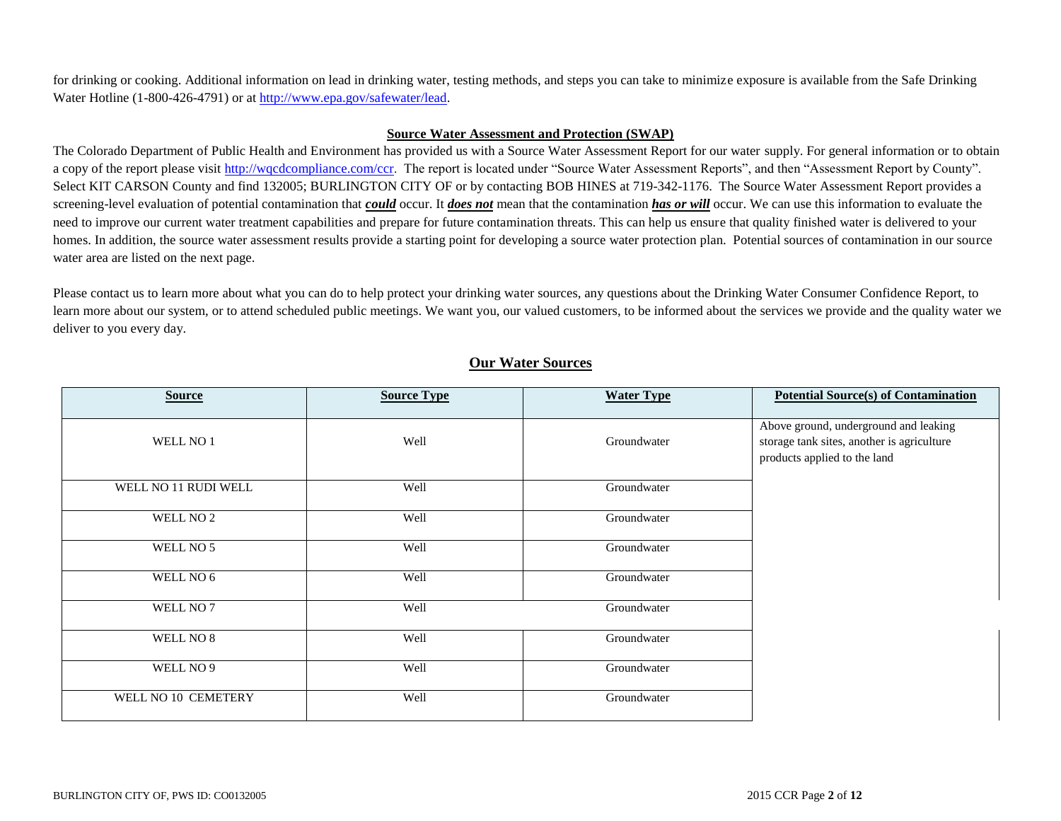for drinking or cooking. Additional information on lead in drinking water, testing methods, and steps you can take to minimize exposure is available from the Safe Drinking Water Hotline (1-800-426-4791) or at http://www.epa.gov/safewater/lead.

## Source Water Assessment and Protection (SWAP)

The Colorado Department of Public Health and Environment has provided us with a Source Water Assessment Report for our water supply. For general information or to obtain a copy of the report please visit http://wqcdcompliance.com/ccr. The report is located under "Source Water Assessment Reports", and then "Assessment Report by County". Select KIT CARSON County and find 132005; BURLINGTON CITY OF or by contacting BOB HINES at 719-342-1176. The Source Water Assessment Report provides a screening-level evaluation of potential contamination that ***could*** occur. It ***does not*** mean that the contamination ***has or will*** occur. We can use this information to evaluate the need to improve our current water treatment capabilities and prepare for future contamination threats. This can help us ensure that quality finished water is delivered to your homes. In addition, the source water assessment results provide a starting point for developing a source water protection plan. Potential sources of contamination in our source water area are listed on the next page.

Please contact us to learn more about what you can do to help protect your drinking water sources, any questions about the Drinking Water Consumer Confidence Report, to learn more about our system, or to attend scheduled public meetings. We want you, our valued customers, to be informed about the services we provide and the quality water we deliver to you every day.

## Our Water Sources

| Source | Source Type | Water Type | Potential Source(s) of Contamination |
|---|---|---|---|
| WELL NO 1 | Well | Groundwater | Above ground, underground and leaking storage tank sites, another is agriculture products applied to the land |
| WELL NO 11 RUDI WELL | Well | Groundwater | |
| WELL NO 2 | Well | Groundwater | |
| WELL NO 5 | Well | Groundwater | |
| WELL NO 6 | Well | Groundwater | |
| WELL NO 7 | Well | Groundwater | |
| WELL NO 8 | Well | Groundwater | |
| WELL NO 9 | Well | Groundwater | |
| WELL NO 10 CEMETERY | Well | Groundwater | |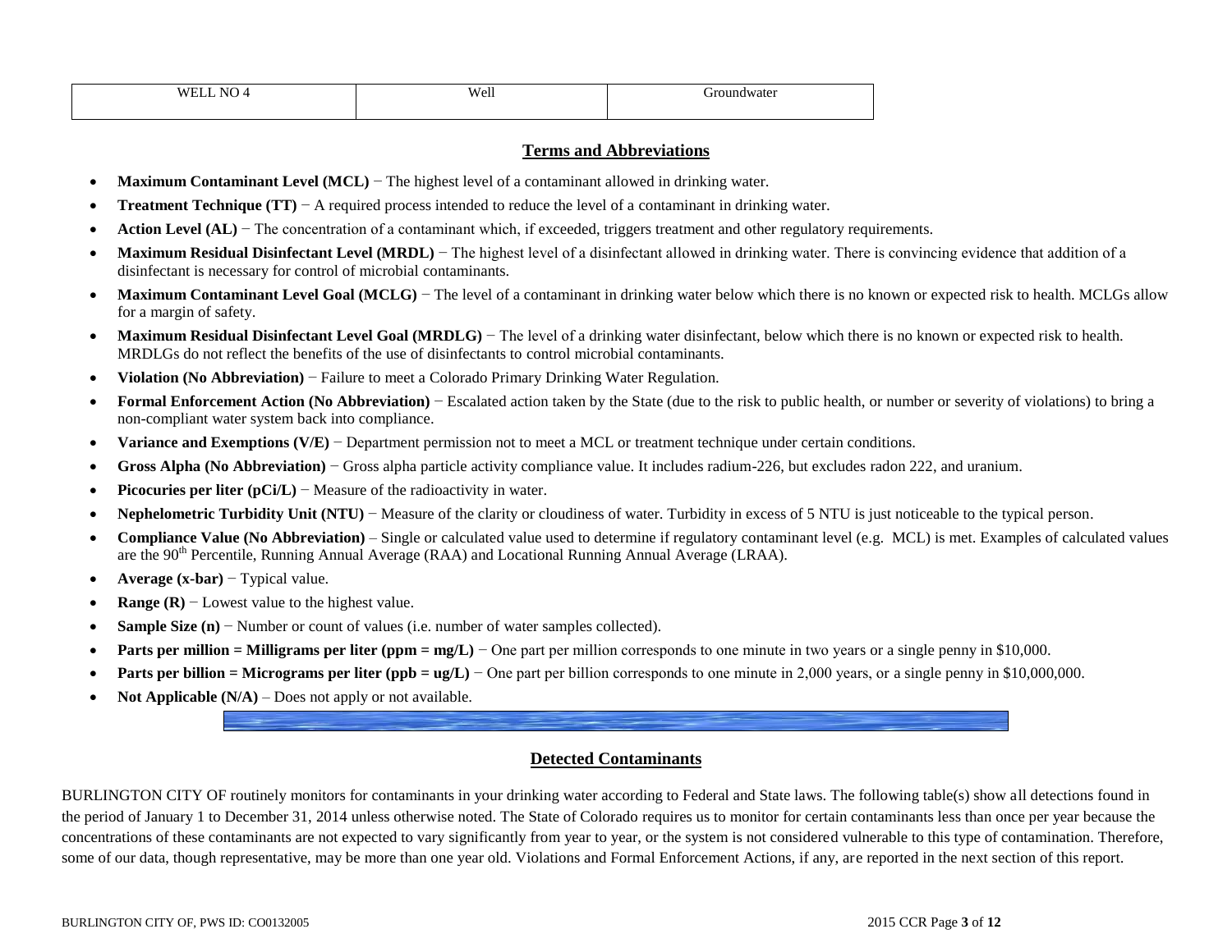| WELL NO 4 | Well | Groundwater |
|---|---|---|

## Terms and Abbreviations

- **Maximum Contaminant Level (MCL)** − The highest level of a contaminant allowed in drinking water.
- **Treatment Technique (TT)** − A required process intended to reduce the level of a contaminant in drinking water.
- **Action Level (AL)** − The concentration of a contaminant which, if exceeded, triggers treatment and other regulatory requirements.
- **Maximum Residual Disinfectant Level (MRDL)** − The highest level of a disinfectant allowed in drinking water. There is convincing evidence that addition of a disinfectant is necessary for control of microbial contaminants.
- **Maximum Contaminant Level Goal (MCLG)** − The level of a contaminant in drinking water below which there is no known or expected risk to health. MCLGs allow for a margin of safety.
- **Maximum Residual Disinfectant Level Goal (MRDLG)** − The level of a drinking water disinfectant, below which there is no known or expected risk to health. MRDLGs do not reflect the benefits of the use of disinfectants to control microbial contaminants.
- **Violation (No Abbreviation)** − Failure to meet a Colorado Primary Drinking Water Regulation.
- **Formal Enforcement Action (No Abbreviation)** − Escalated action taken by the State (due to the risk to public health, or number or severity of violations) to bring a non-compliant water system back into compliance.
- **Variance and Exemptions (V/E)** − Department permission not to meet a MCL or treatment technique under certain conditions.
- **Gross Alpha (No Abbreviation)** − Gross alpha particle activity compliance value. It includes radium-226, but excludes radon 222, and uranium.
- **Picocuries per liter (pCi/L)** − Measure of the radioactivity in water.
- **Nephelometric Turbidity Unit (NTU)** − Measure of the clarity or cloudiness of water. Turbidity in excess of 5 NTU is just noticeable to the typical person.
- **Compliance Value (No Abbreviation)** – Single or calculated value used to determine if regulatory contaminant level (e.g. MCL) is met. Examples of calculated values are the 90th Percentile, Running Annual Average (RAA) and Locational Running Annual Average (LRAA).
- **Average (x-bar)** − Typical value.
- **Range (R)** − Lowest value to the highest value.
- **Sample Size (n)** − Number or count of values (i.e. number of water samples collected).
- **Parts per million = Milligrams per liter (ppm = mg/L)** − One part per million corresponds to one minute in two years or a single penny in $10,000.
- **Parts per billion = Micrograms per liter (ppb = ug/L)** − One part per billion corresponds to one minute in 2,000 years, or a single penny in $10,000,000.
- **Not Applicable (N/A)** – Does not apply or not available.

## Detected Contaminants

BURLINGTON CITY OF routinely monitors for contaminants in your drinking water according to Federal and State laws. The following table(s) show all detections found in the period of January 1 to December 31, 2014 unless otherwise noted. The State of Colorado requires us to monitor for certain contaminants less than once per year because the concentrations of these contaminants are not expected to vary significantly from year to year, or the system is not considered vulnerable to this type of contamination. Therefore, some of our data, though representative, may be more than one year old. Violations and Formal Enforcement Actions, if any, are reported in the next section of this report.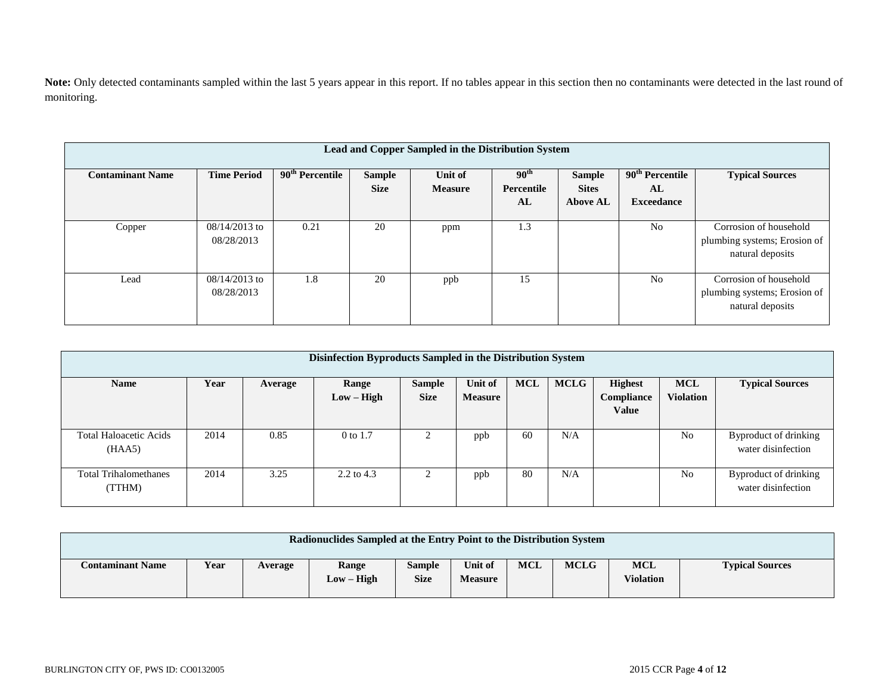**Note:** Only detected contaminants sampled within the last 5 years appear in this report. If no tables appear in this section then no contaminants were detected in the last round of monitoring.

| Lead and Copper Sampled in the Distribution System | | | | | | | | |
|---|---|---|---|---|---|---|---|---|
| **Contaminant Name** | **Time Period** | **90th Percentile** | **Sample Size** | **Unit of Measure** | **90th Percentile AL** | **Sample Sites Above AL** | **90th Percentile AL Exceedance** | **Typical Sources** |
| Copper | 08/14/2013 to 08/28/2013 | 0.21 | 20 | ppm | 1.3 | | No | Corrosion of household plumbing systems; Erosion of natural deposits |
| Lead | 08/14/2013 to 08/28/2013 | 1.8 | 20 | ppb | 15 | | No | Corrosion of household plumbing systems; Erosion of natural deposits |

| Disinfection Byproducts Sampled in the Distribution System | | | | | | | | | | |
|---|---|---|---|---|---|---|---|---|---|---|
| **Name** | **Year** | **Average** | **Range Low – High** | **Sample Size** | **Unit of Measure** | **MCL** | **MCLG** | **Highest Compliance Value** | **MCL Violation** | **Typical Sources** |
| Total Haloacetic Acids (HAA5) | 2014 | 0.85 | 0 to 1.7 | 2 | ppb | 60 | N/A | | No | Byproduct of drinking water disinfection |
| Total Trihalomethanes (TTHM) | 2014 | 3.25 | 2.2 to 4.3 | 2 | ppb | 80 | N/A | | No | Byproduct of drinking water disinfection |

| Radionuclides Sampled at the Entry Point to the Distribution System | | | | | | | | | |
|---|---|---|---|---|---|---|---|---|---|
| **Contaminant Name** | **Year** | **Average** | **Range Low – High** | **Sample Size** | **Unit of Measure** | **MCL** | **MCLG** | **MCL Violation** | **Typical Sources** |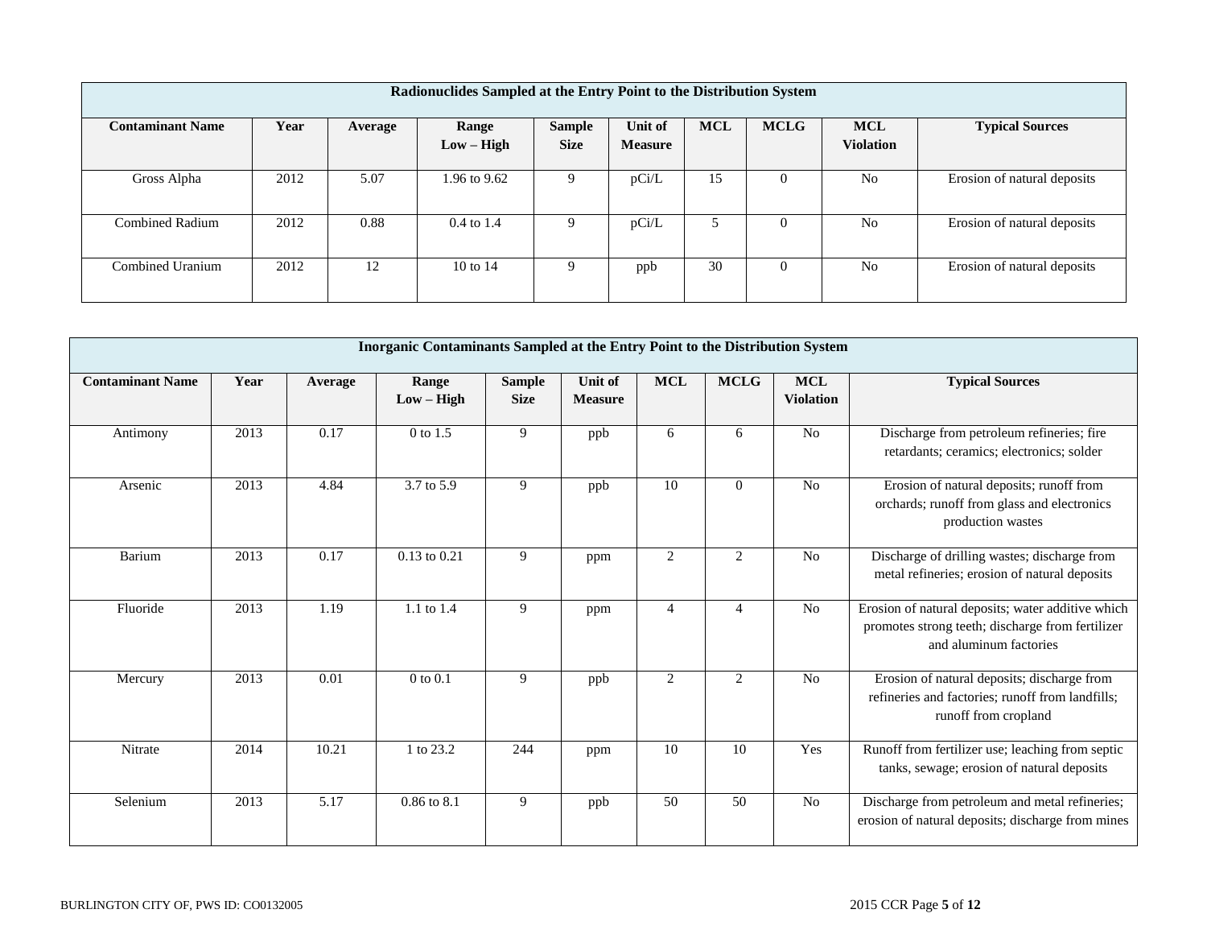| Radionuclides Sampled at the Entry Point to the Distribution System | | | | | | | | | |
|---|---|---|---|---|---|---|---|---|---|
| **Contaminant Name** | **Year** | **Average** | **Range Low – High** | **Sample Size** | **Unit of Measure** | **MCL** | **MCLG** | **MCL Violation** | **Typical Sources** |
| Gross Alpha | 2012 | 5.07 | 1.96 to 9.62 | 9 | pCi/L | 15 | 0 | No | Erosion of natural deposits |
| Combined Radium | 2012 | 0.88 | 0.4 to 1.4 | 9 | pCi/L | 5 | 0 | No | Erosion of natural deposits |
| Combined Uranium | 2012 | 12 | 10 to 14 | 9 | ppb | 30 | 0 | No | Erosion of natural deposits |

| Inorganic Contaminants Sampled at the Entry Point to the Distribution System | | | | | | | | | |
|---|---|---|---|---|---|---|---|---|---|
| **Contaminant Name** | **Year** | **Average** | **Range Low – High** | **Sample Size** | **Unit of Measure** | **MCL** | **MCLG** | **MCL Violation** | **Typical Sources** |
| Antimony | 2013 | 0.17 | 0 to 1.5 | 9 | ppb | 6 | 6 | No | Discharge from petroleum refineries; fire retardants; ceramics; electronics; solder |
| Arsenic | 2013 | 4.84 | 3.7 to 5.9 | 9 | ppb | 10 | 0 | No | Erosion of natural deposits; runoff from orchards; runoff from glass and electronics production wastes |
| Barium | 2013 | 0.17 | 0.13 to 0.21 | 9 | ppm | 2 | 2 | No | Discharge of drilling wastes; discharge from metal refineries; erosion of natural deposits |
| Fluoride | 2013 | 1.19 | 1.1 to 1.4 | 9 | ppm | 4 | 4 | No | Erosion of natural deposits; water additive which promotes strong teeth; discharge from fertilizer and aluminum factories |
| Mercury | 2013 | 0.01 | 0 to 0.1 | 9 | ppb | 2 | 2 | No | Erosion of natural deposits; discharge from refineries and factories; runoff from landfills; runoff from cropland |
| Nitrate | 2014 | 10.21 | 1 to 23.2 | 244 | ppm | 10 | 10 | Yes | Runoff from fertilizer use; leaching from septic tanks, sewage; erosion of natural deposits |
| Selenium | 2013 | 5.17 | 0.86 to 8.1 | 9 | ppb | 50 | 50 | No | Discharge from petroleum and metal refineries; erosion of natural deposits; discharge from mines |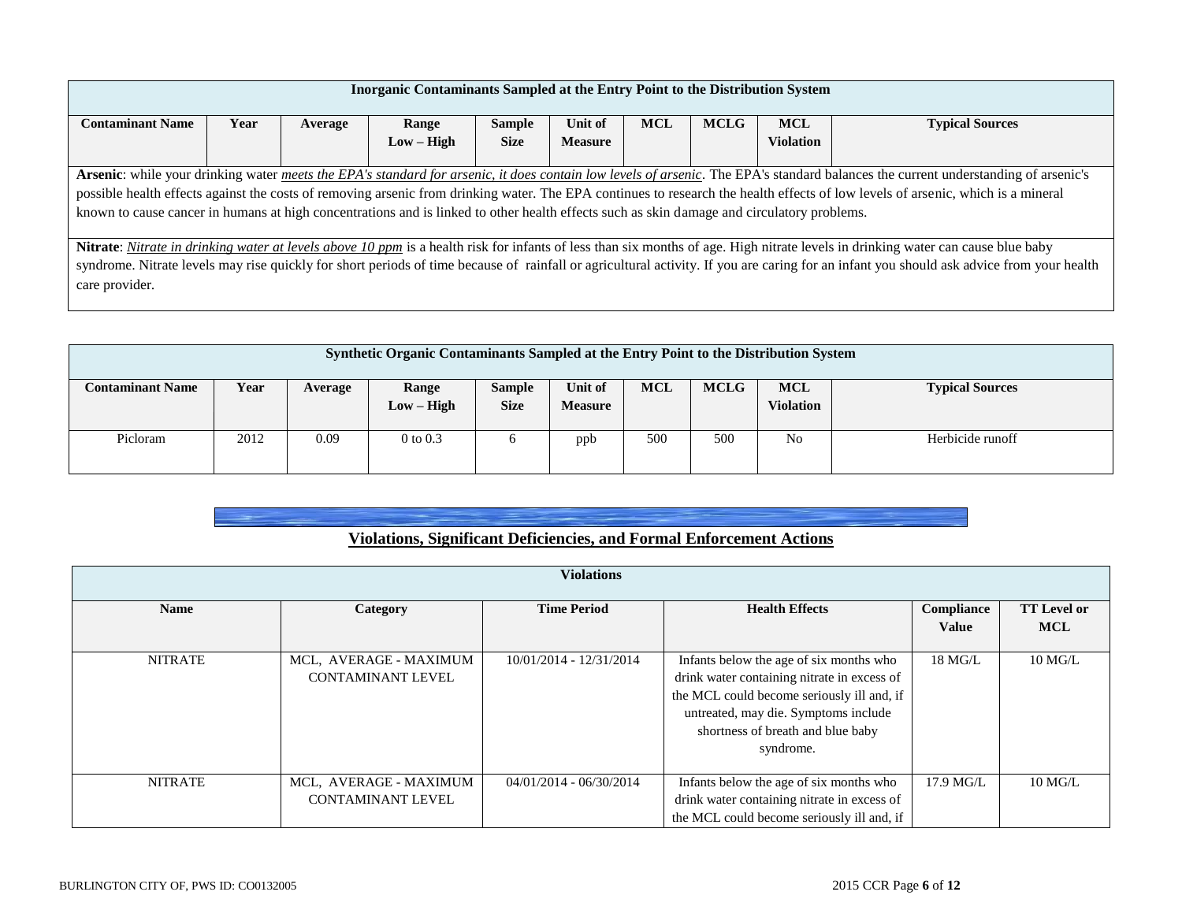| Inorganic Contaminants Sampled at the Entry Point to the Distribution System | | | | | | | | | |
|---|---|---|---|---|---|---|---|---|---|
| **Contaminant Name** | **Year** | **Average** | **Range Low – High** | **Sample Size** | **Unit of Measure** | **MCL** | **MCLG** | **MCL Violation** | **Typical Sources** |

**Arsenic**: while your drinking water *meets the EPA's standard for arsenic, it does contain low levels of arsenic*. The EPA's standard balances the current understanding of arsenic's possible health effects against the costs of removing arsenic from drinking water. The EPA continues to research the health effects of low levels of arsenic, which is a mineral known to cause cancer in humans at high concentrations and is linked to other health effects such as skin damage and circulatory problems.

**Nitrate**: *Nitrate in drinking water at levels above 10 ppm* is a health risk for infants of less than six months of age. High nitrate levels in drinking water can cause blue baby syndrome. Nitrate levels may rise quickly for short periods of time because of rainfall or agricultural activity. If you are caring for an infant you should ask advice from your health care provider.

| Synthetic Organic Contaminants Sampled at the Entry Point to the Distribution System | | | | | | | | | |
|---|---|---|---|---|---|---|---|---|---|
| **Contaminant Name** | **Year** | **Average** | **Range Low – High** | **Sample Size** | **Unit of Measure** | **MCL** | **MCLG** | **MCL Violation** | **Typical Sources** |
| Picloram | 2012 | 0.09 | 0 to 0.3 | 6 | ppb | 500 | 500 | No | Herbicide runoff |

## Violations, Significant Deficiencies, and Formal Enforcement Actions

| Violations | | | | | |
|---|---|---|---|---|---|
| **Name** | **Category** | **Time Period** | **Health Effects** | **Compliance Value** | **TT Level or MCL** |
| NITRATE | MCL, AVERAGE - MAXIMUM CONTAMINANT LEVEL | 10/01/2014 - 12/31/2014 | Infants below the age of six months who drink water containing nitrate in excess of the MCL could become seriously ill and, if untreated, may die. Symptoms include shortness of breath and blue baby syndrome. | 18 MG/L | 10 MG/L |
| NITRATE | MCL, AVERAGE - MAXIMUM CONTAMINANT LEVEL | 04/01/2014 - 06/30/2014 | Infants below the age of six months who drink water containing nitrate in excess of the MCL could become seriously ill and, if | 17.9 MG/L | 10 MG/L |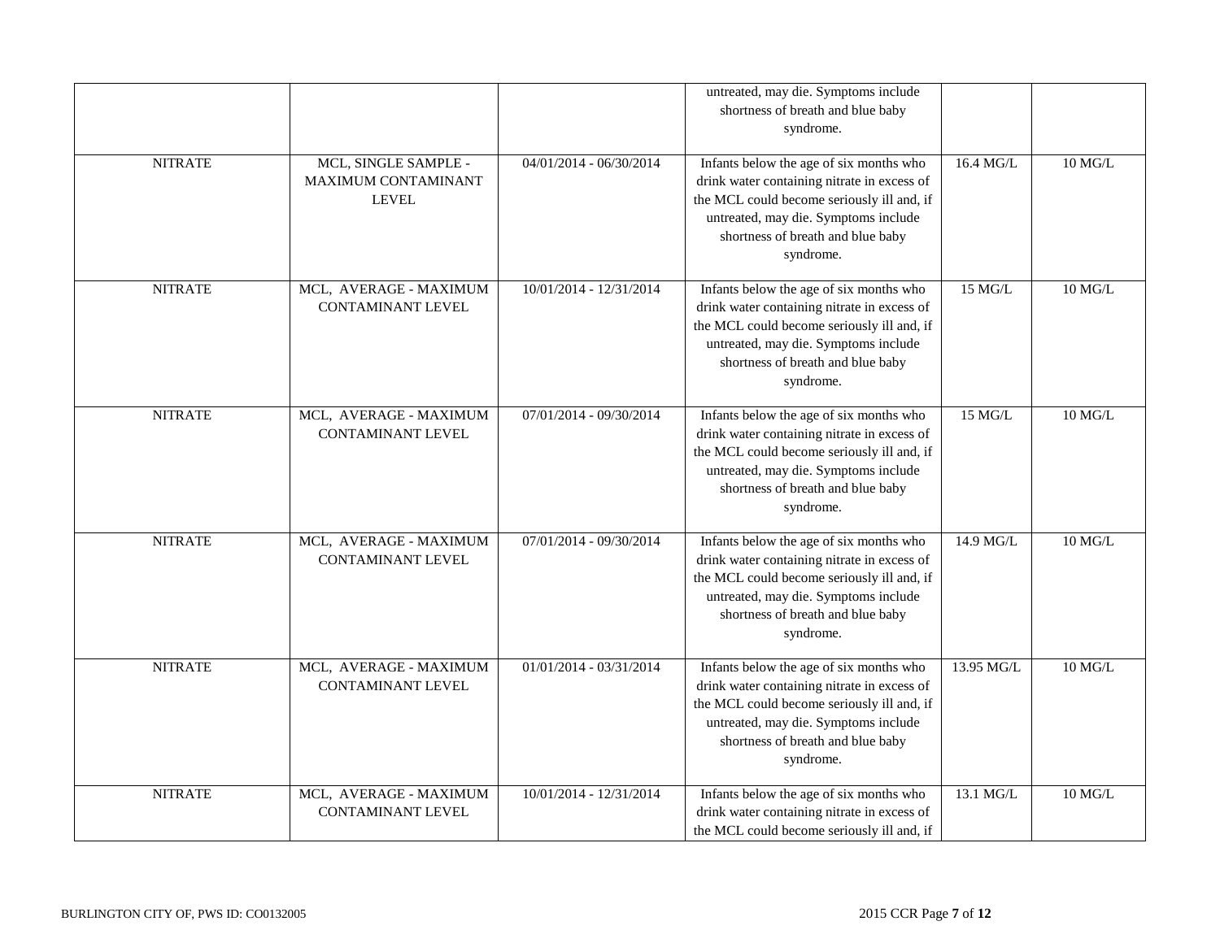| | | | | | |
|---|---|---|---|---|---|
| | | | untreated, may die. Symptoms include shortness of breath and blue baby syndrome. | | |
| NITRATE | MCL, SINGLE SAMPLE - MAXIMUM CONTAMINANT LEVEL | 04/01/2014 - 06/30/2014 | Infants below the age of six months who drink water containing nitrate in excess of the MCL could become seriously ill and, if untreated, may die. Symptoms include shortness of breath and blue baby syndrome. | 16.4 MG/L | 10 MG/L |
| NITRATE | MCL, AVERAGE - MAXIMUM CONTAMINANT LEVEL | 10/01/2014 - 12/31/2014 | Infants below the age of six months who drink water containing nitrate in excess of the MCL could become seriously ill and, if untreated, may die. Symptoms include shortness of breath and blue baby syndrome. | 15 MG/L | 10 MG/L |
| NITRATE | MCL, AVERAGE - MAXIMUM CONTAMINANT LEVEL | 07/01/2014 - 09/30/2014 | Infants below the age of six months who drink water containing nitrate in excess of the MCL could become seriously ill and, if untreated, may die. Symptoms include shortness of breath and blue baby syndrome. | 15 MG/L | 10 MG/L |
| NITRATE | MCL, AVERAGE - MAXIMUM CONTAMINANT LEVEL | 07/01/2014 - 09/30/2014 | Infants below the age of six months who drink water containing nitrate in excess of the MCL could become seriously ill and, if untreated, may die. Symptoms include shortness of breath and blue baby syndrome. | 14.9 MG/L | 10 MG/L |
| NITRATE | MCL, AVERAGE - MAXIMUM CONTAMINANT LEVEL | 01/01/2014 - 03/31/2014 | Infants below the age of six months who drink water containing nitrate in excess of the MCL could become seriously ill and, if untreated, may die. Symptoms include shortness of breath and blue baby syndrome. | 13.95 MG/L | 10 MG/L |
| NITRATE | MCL, AVERAGE - MAXIMUM CONTAMINANT LEVEL | 10/01/2014 - 12/31/2014 | Infants below the age of six months who drink water containing nitrate in excess of the MCL could become seriously ill and, if | 13.1 MG/L | 10 MG/L |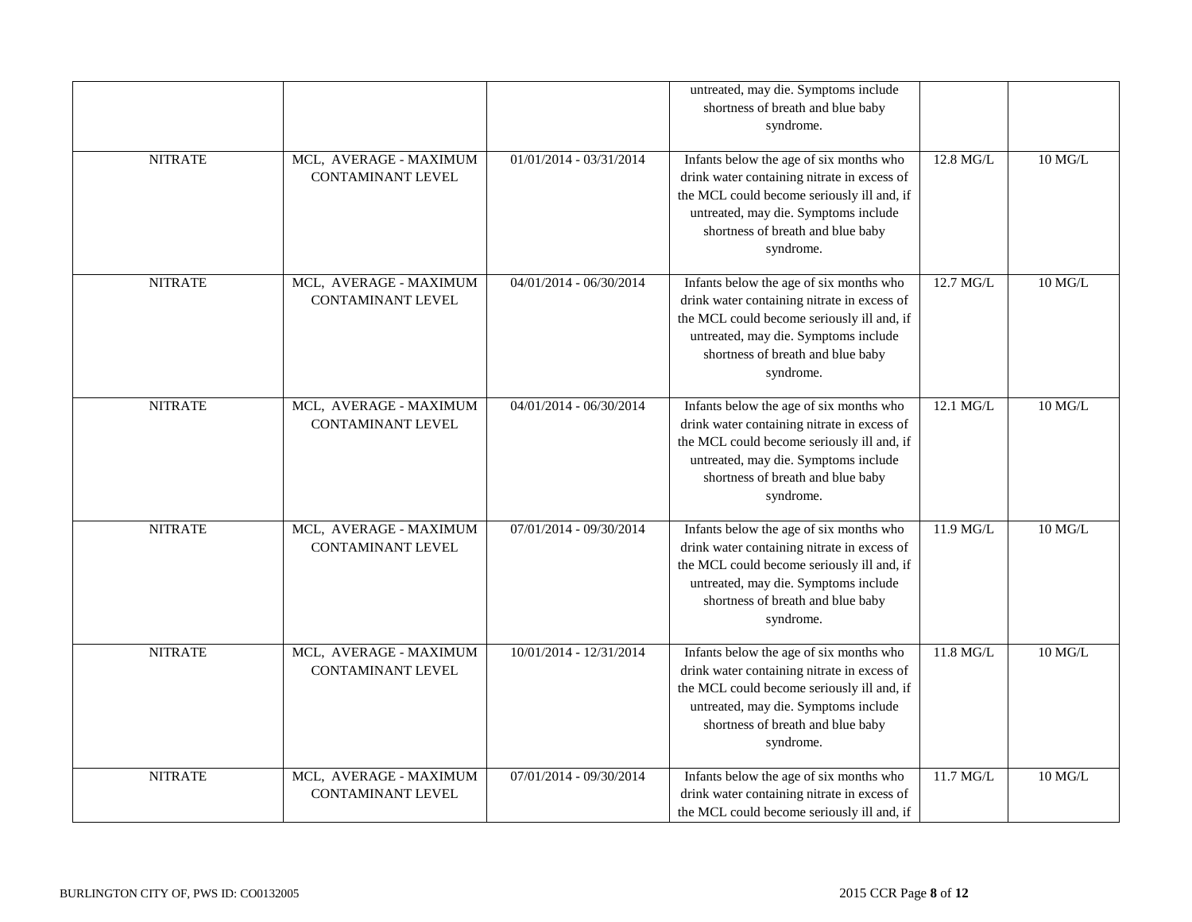| | | | untreated, may die. Symptoms include shortness of breath and blue baby syndrome. | | |
|---|---|---|---|---|---|
| NITRATE | MCL, AVERAGE - MAXIMUM CONTAMINANT LEVEL | 01/01/2014 - 03/31/2014 | Infants below the age of six months who drink water containing nitrate in excess of the MCL could become seriously ill and, if untreated, may die. Symptoms include shortness of breath and blue baby syndrome. | 12.8 MG/L | 10 MG/L |
| NITRATE | MCL, AVERAGE - MAXIMUM CONTAMINANT LEVEL | 04/01/2014 - 06/30/2014 | Infants below the age of six months who drink water containing nitrate in excess of the MCL could become seriously ill and, if untreated, may die. Symptoms include shortness of breath and blue baby syndrome. | 12.7 MG/L | 10 MG/L |
| NITRATE | MCL, AVERAGE - MAXIMUM CONTAMINANT LEVEL | 04/01/2014 - 06/30/2014 | Infants below the age of six months who drink water containing nitrate in excess of the MCL could become seriously ill and, if untreated, may die. Symptoms include shortness of breath and blue baby syndrome. | 12.1 MG/L | 10 MG/L |
| NITRATE | MCL, AVERAGE - MAXIMUM CONTAMINANT LEVEL | 07/01/2014 - 09/30/2014 | Infants below the age of six months who drink water containing nitrate in excess of the MCL could become seriously ill and, if untreated, may die. Symptoms include shortness of breath and blue baby syndrome. | 11.9 MG/L | 10 MG/L |
| NITRATE | MCL, AVERAGE - MAXIMUM CONTAMINANT LEVEL | 10/01/2014 - 12/31/2014 | Infants below the age of six months who drink water containing nitrate in excess of the MCL could become seriously ill and, if untreated, may die. Symptoms include shortness of breath and blue baby syndrome. | 11.8 MG/L | 10 MG/L |
| NITRATE | MCL, AVERAGE - MAXIMUM CONTAMINANT LEVEL | 07/01/2014 - 09/30/2014 | Infants below the age of six months who drink water containing nitrate in excess of the MCL could become seriously ill and, if | 11.7 MG/L | 10 MG/L |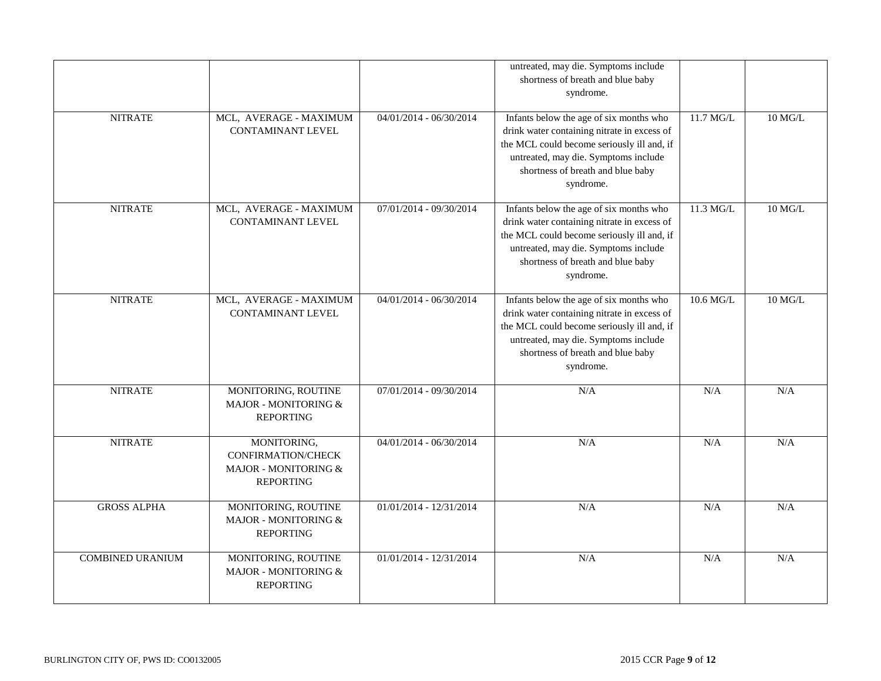| | | | | | |
|---|---|---|---|---|---|
| | | | untreated, may die. Symptoms include shortness of breath and blue baby syndrome. | | |
| NITRATE | MCL, AVERAGE - MAXIMUM CONTAMINANT LEVEL | 04/01/2014 - 06/30/2014 | Infants below the age of six months who drink water containing nitrate in excess of the MCL could become seriously ill and, if untreated, may die. Symptoms include shortness of breath and blue baby syndrome. | 11.7 MG/L | 10 MG/L |
| NITRATE | MCL, AVERAGE - MAXIMUM CONTAMINANT LEVEL | 07/01/2014 - 09/30/2014 | Infants below the age of six months who drink water containing nitrate in excess of the MCL could become seriously ill and, if untreated, may die. Symptoms include shortness of breath and blue baby syndrome. | 11.3 MG/L | 10 MG/L |
| NITRATE | MCL, AVERAGE - MAXIMUM CONTAMINANT LEVEL | 04/01/2014 - 06/30/2014 | Infants below the age of six months who drink water containing nitrate in excess of the MCL could become seriously ill and, if untreated, may die. Symptoms include shortness of breath and blue baby syndrome. | 10.6 MG/L | 10 MG/L |
| NITRATE | MONITORING, ROUTINE MAJOR - MONITORING & REPORTING | 07/01/2014 - 09/30/2014 | N/A | N/A | N/A |
| NITRATE | MONITORING, CONFIRMATION/CHECK MAJOR - MONITORING & REPORTING | 04/01/2014 - 06/30/2014 | N/A | N/A | N/A |
| GROSS ALPHA | MONITORING, ROUTINE MAJOR - MONITORING & REPORTING | 01/01/2014 - 12/31/2014 | N/A | N/A | N/A |
| COMBINED URANIUM | MONITORING, ROUTINE MAJOR - MONITORING & REPORTING | 01/01/2014 - 12/31/2014 | N/A | N/A | N/A |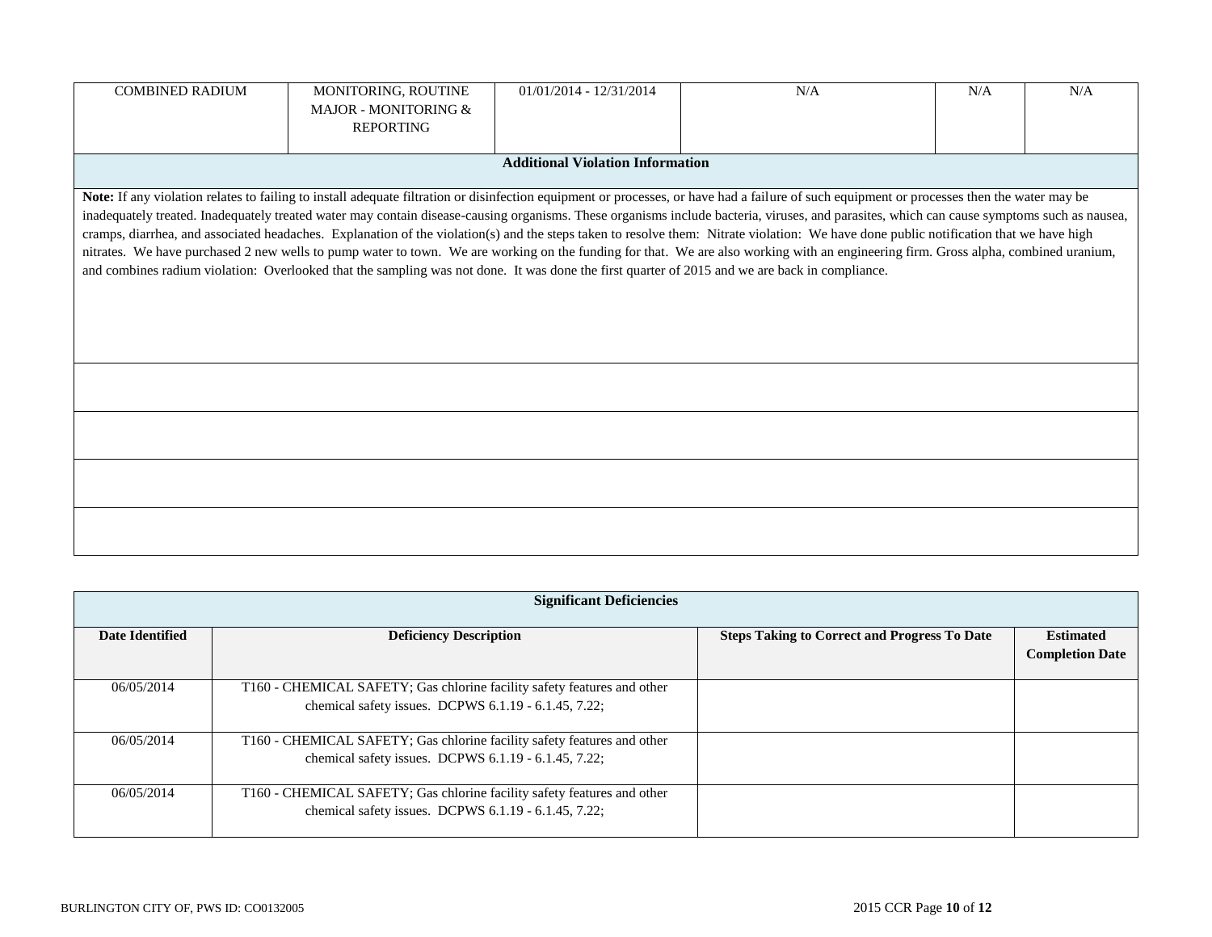| COMBINED RADIUM | MONITORING, ROUTINE MAJOR - MONITORING & REPORTING | 01/01/2014 - 12/31/2014 | N/A | N/A | N/A |
|---|---|---|---|---|---|

**Additional Violation Information**

**Note:** If any violation relates to failing to install adequate filtration or disinfection equipment or processes, or have had a failure of such equipment or processes then the water may be inadequately treated. Inadequately treated water may contain disease-causing organisms. These organisms include bacteria, viruses, and parasites, which can cause symptoms such as nausea, cramps, diarrhea, and associated headaches. Explanation of the violation(s) and the steps taken to resolve them: Nitrate violation: We have done public notification that we have high nitrates. We have purchased 2 new wells to pump water to town. We are working on the funding for that. We are also working with an engineering firm. Gross alpha, combined uranium, and combines radium violation: Overlooked that the sampling was not done. It was done the first quarter of 2015 and we are back in compliance.

**Significant Deficiencies**

| Date Identified | Deficiency Description | Steps Taking to Correct and Progress To Date | Estimated Completion Date |
|---|---|---|---|
| 06/05/2014 | T160 - CHEMICAL SAFETY; Gas chlorine facility safety features and other chemical safety issues. DCPWS 6.1.19 - 6.1.45, 7.22; | | |
| 06/05/2014 | T160 - CHEMICAL SAFETY; Gas chlorine facility safety features and other chemical safety issues. DCPWS 6.1.19 - 6.1.45, 7.22; | | |
| 06/05/2014 | T160 - CHEMICAL SAFETY; Gas chlorine facility safety features and other chemical safety issues. DCPWS 6.1.19 - 6.1.45, 7.22; | | |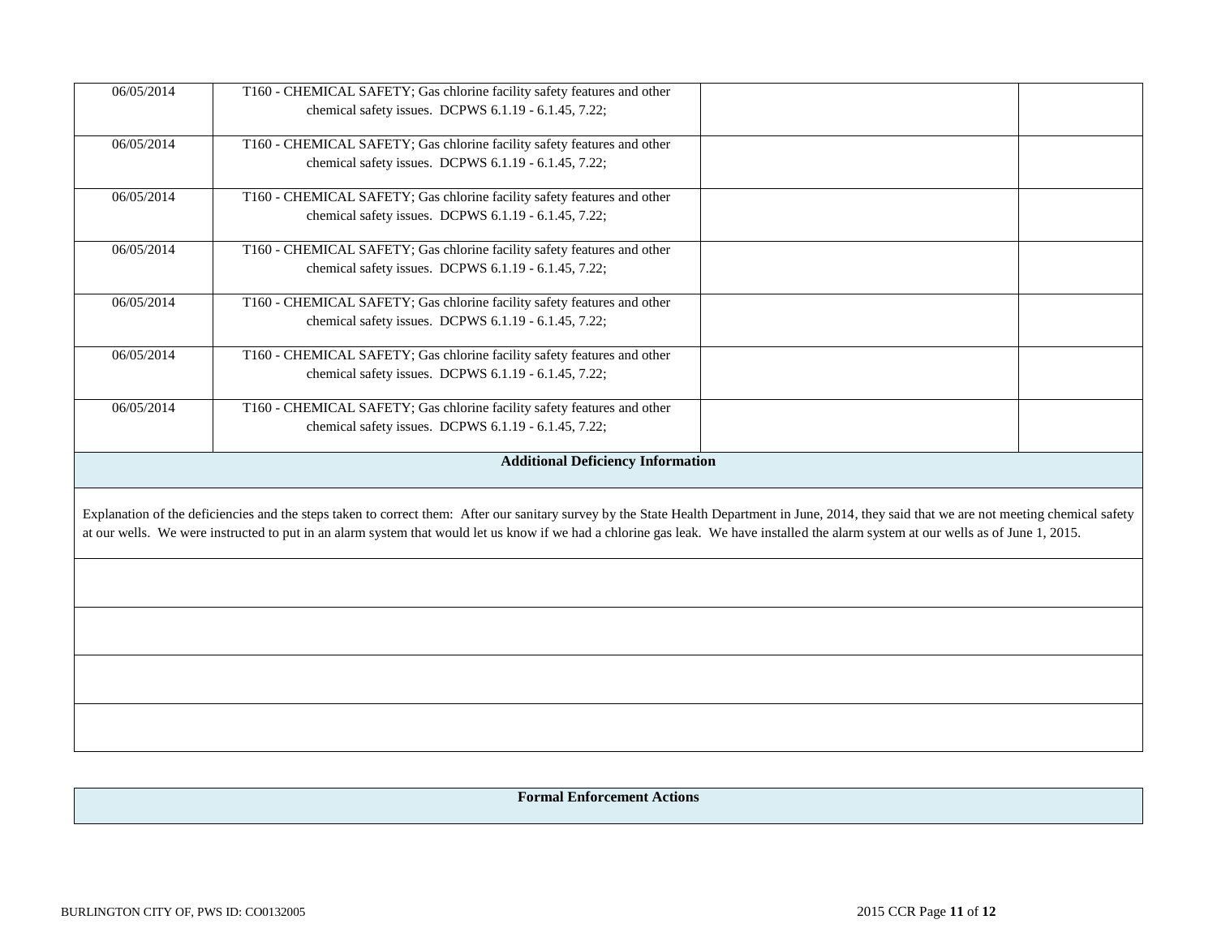| | | | |
|---|---|---|---|
| 06/05/2014 | T160 - CHEMICAL SAFETY; Gas chlorine facility safety features and other chemical safety issues. DCPWS 6.1.19 - 6.1.45, 7.22; | | |
| 06/05/2014 | T160 - CHEMICAL SAFETY; Gas chlorine facility safety features and other chemical safety issues. DCPWS 6.1.19 - 6.1.45, 7.22; | | |
| 06/05/2014 | T160 - CHEMICAL SAFETY; Gas chlorine facility safety features and other chemical safety issues. DCPWS 6.1.19 - 6.1.45, 7.22; | | |
| 06/05/2014 | T160 - CHEMICAL SAFETY; Gas chlorine facility safety features and other chemical safety issues. DCPWS 6.1.19 - 6.1.45, 7.22; | | |
| 06/05/2014 | T160 - CHEMICAL SAFETY; Gas chlorine facility safety features and other chemical safety issues. DCPWS 6.1.19 - 6.1.45, 7.22; | | |
| 06/05/2014 | T160 - CHEMICAL SAFETY; Gas chlorine facility safety features and other chemical safety issues. DCPWS 6.1.19 - 6.1.45, 7.22; | | |
| 06/05/2014 | T160 - CHEMICAL SAFETY; Gas chlorine facility safety features and other chemical safety issues. DCPWS 6.1.19 - 6.1.45, 7.22; | | |

| **Additional Deficiency Information** |
|---|
| Explanation of the deficiencies and the steps taken to correct them: After our sanitary survey by the State Health Department in June, 2014, they said that we are not meeting chemical safety at our wells. We were instructed to put in an alarm system that would let us know if we had a chlorine gas leak. We have installed the alarm system at our wells as of June 1, 2015. |
| |
| |
| |
| |

| **Formal Enforcement Actions** |
|---|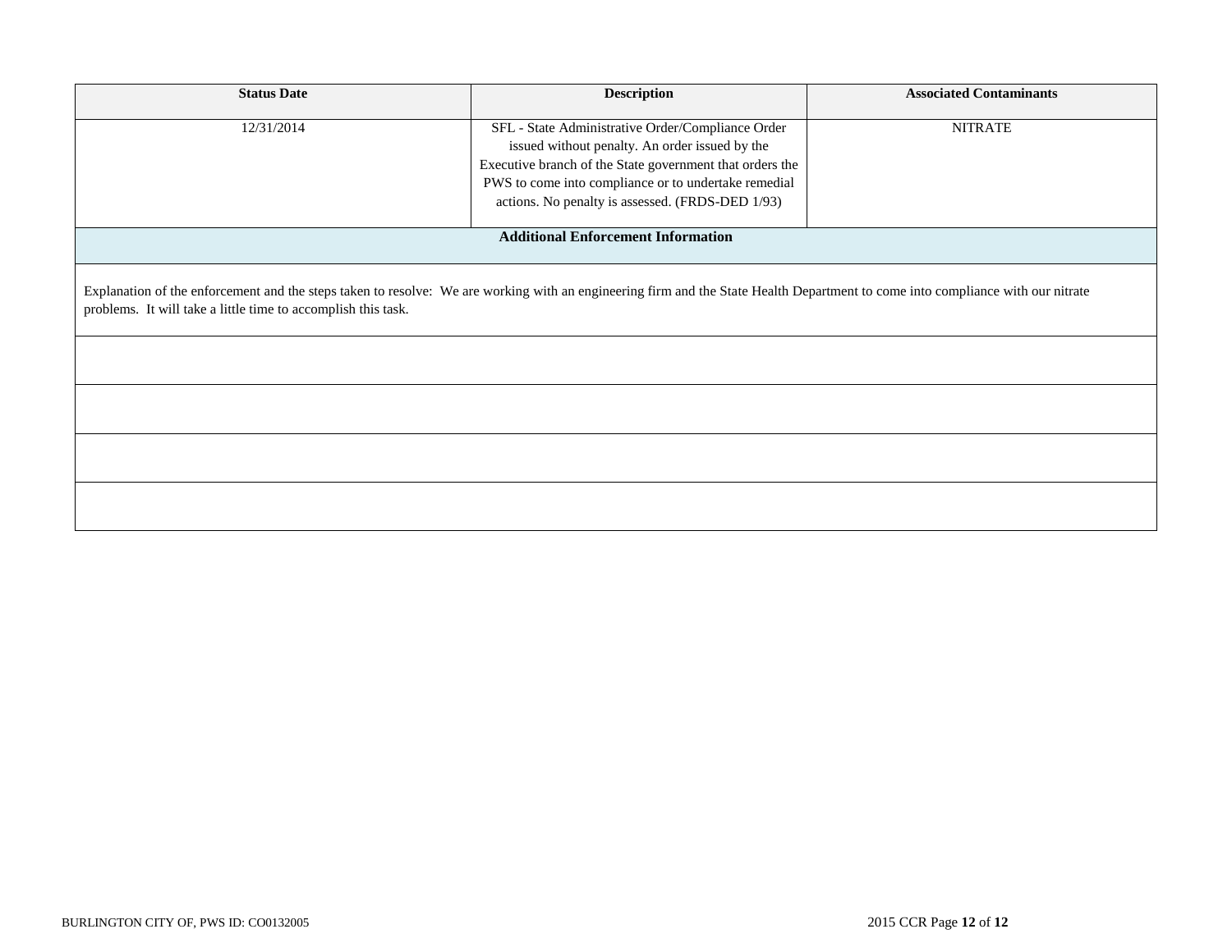| Status Date | Description | Associated Contaminants |
|---|---|---|
| 12/31/2014 | SFL - State Administrative Order/Compliance Order issued without penalty. An order issued by the Executive branch of the State government that orders the PWS to come into compliance or to undertake remedial actions. No penalty is assessed. (FRDS-DED 1/93) | NITRATE |

| **Additional Enforcement Information** |
|---|
| Explanation of the enforcement and the steps taken to resolve: We are working with an engineering firm and the State Health Department to come into compliance with our nitrate problems. It will take a little time to accomplish this task. |
| |
| |
| |
| |